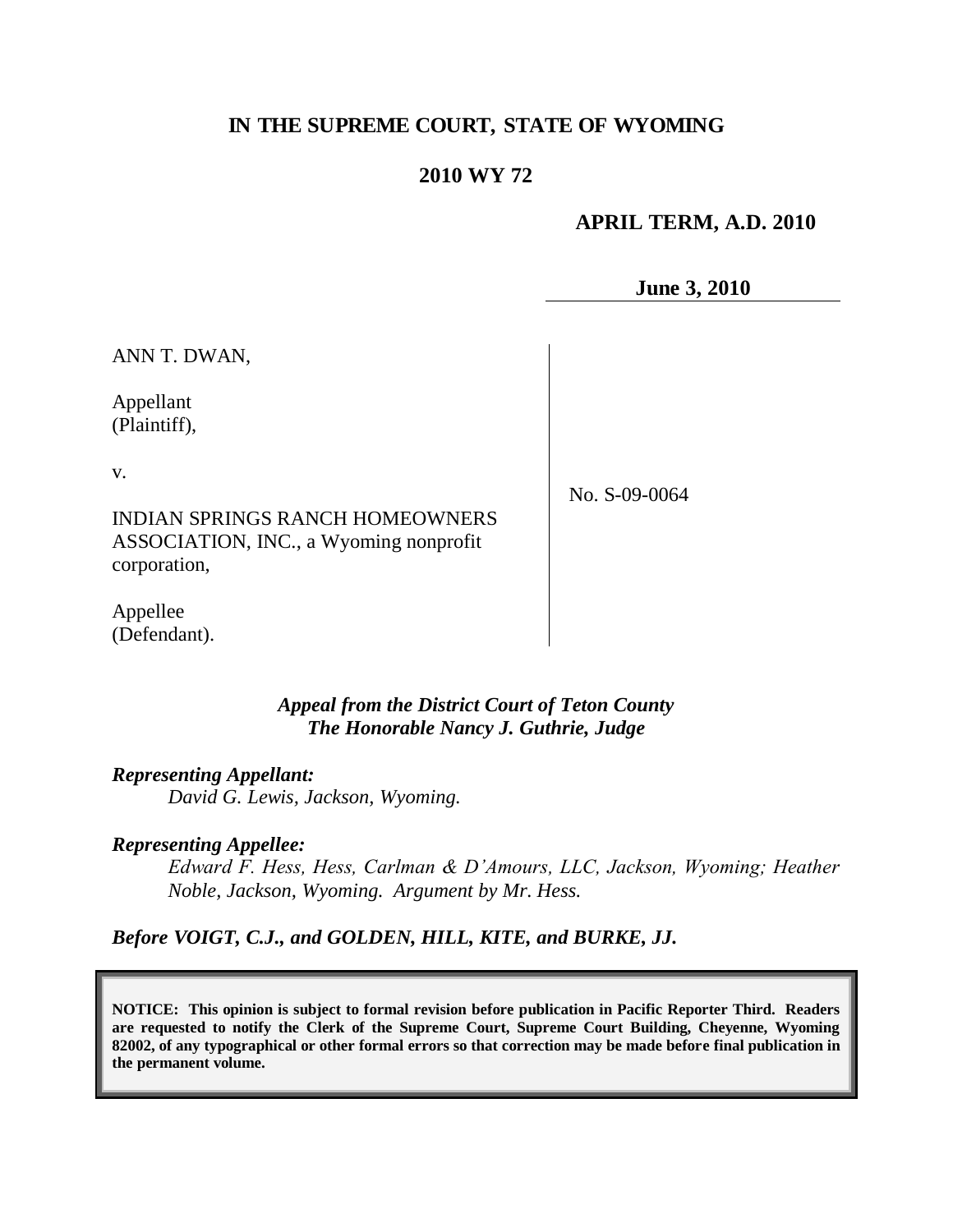# IN THE SUPREME COURT, STATE OF WYOMING

## 2010 WY 72

**APRIL TERM, A.D. 2010**

**June 3, 2010**

| | |
|---|---|
| ANN T. DWAN,<br><br>Appellant<br>(Plaintiff),<br><br>v.<br><br>INDIAN SPRINGS RANCH HOMEOWNERS ASSOCIATION, INC., a Wyoming nonprofit corporation,<br><br>Appellee<br>(Defendant). | No. S-09-0064 |

***Appeal from the District Court of Teton County***
***The Honorable Nancy J. Guthrie, Judge***

***Representing Appellant:***

*David G. Lewis, Jackson, Wyoming.*

***Representing Appellee:***

*Edward F. Hess, Hess, Carlman & D'Amours, LLC, Jackson, Wyoming; Heather Noble, Jackson, Wyoming. Argument by Mr. Hess.*

***Before VOIGT, C.J., and GOLDEN, HILL, KITE, and BURKE, JJ.***

**NOTICE: This opinion is subject to formal revision before publication in Pacific Reporter Third. Readers are requested to notify the Clerk of the Supreme Court, Supreme Court Building, Cheyenne, Wyoming 82002, of any typographical or other formal errors so that correction may be made before final publication in the permanent volume.**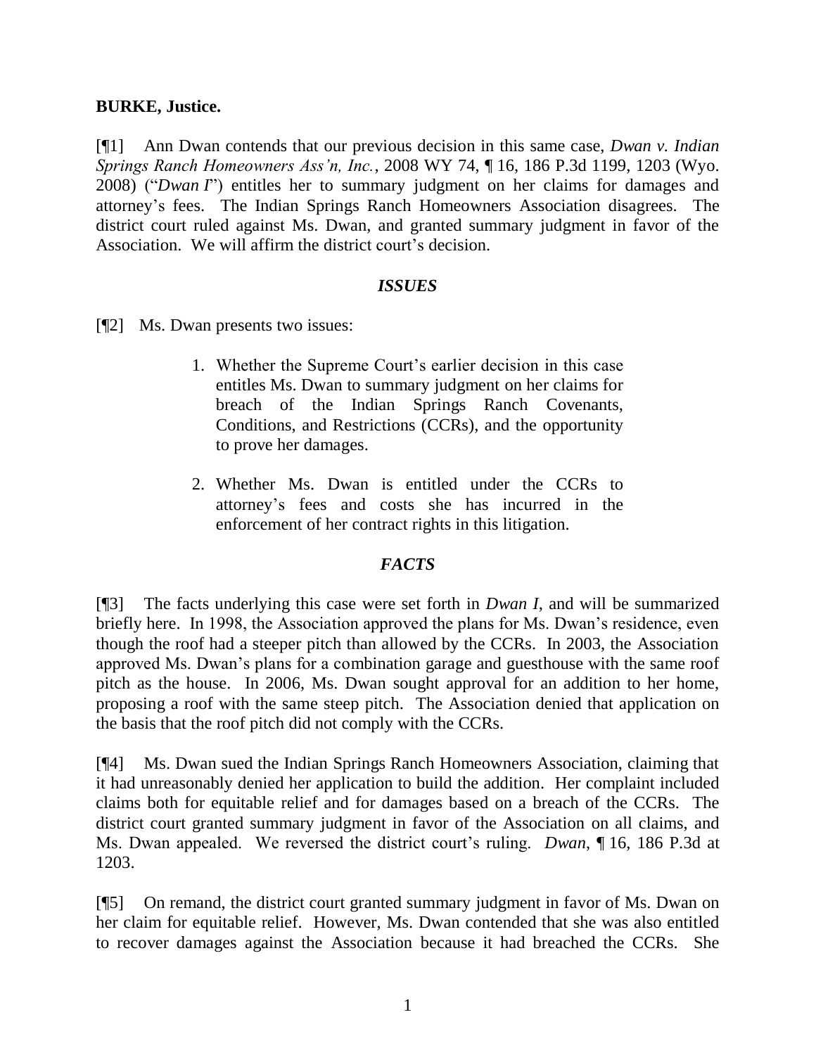**BURKE, Justice.**

[¶1] Ann Dwan contends that our previous decision in this same case, *Dwan v. Indian Springs Ranch Homeowners Ass'n, Inc.*, 2008 WY 74, ¶ 16, 186 P.3d 1199, 1203 (Wyo. 2008) ("*Dwan I*") entitles her to summary judgment on her claims for damages and attorney's fees. The Indian Springs Ranch Homeowners Association disagrees. The district court ruled against Ms. Dwan, and granted summary judgment in favor of the Association. We will affirm the district court's decision.

### *ISSUES*

[¶2] Ms. Dwan presents two issues:

> 1. Whether the Supreme Court's earlier decision in this case entitles Ms. Dwan to summary judgment on her claims for breach of the Indian Springs Ranch Covenants, Conditions, and Restrictions (CCRs), and the opportunity to prove her damages.
>
> 2. Whether Ms. Dwan is entitled under the CCRs to attorney's fees and costs she has incurred in the enforcement of her contract rights in this litigation.

### *FACTS*

[¶3] The facts underlying this case were set forth in *Dwan I*, and will be summarized briefly here. In 1998, the Association approved the plans for Ms. Dwan's residence, even though the roof had a steeper pitch than allowed by the CCRs. In 2003, the Association approved Ms. Dwan's plans for a combination garage and guesthouse with the same roof pitch as the house. In 2006, Ms. Dwan sought approval for an addition to her home, proposing a roof with the same steep pitch. The Association denied that application on the basis that the roof pitch did not comply with the CCRs.

[¶4] Ms. Dwan sued the Indian Springs Ranch Homeowners Association, claiming that it had unreasonably denied her application to build the addition. Her complaint included claims both for equitable relief and for damages based on a breach of the CCRs. The district court granted summary judgment in favor of the Association on all claims, and Ms. Dwan appealed. We reversed the district court's ruling. *Dwan*, ¶ 16, 186 P.3d at 1203.

[¶5] On remand, the district court granted summary judgment in favor of Ms. Dwan on her claim for equitable relief. However, Ms. Dwan contended that she was also entitled to recover damages against the Association because it had breached the CCRs. She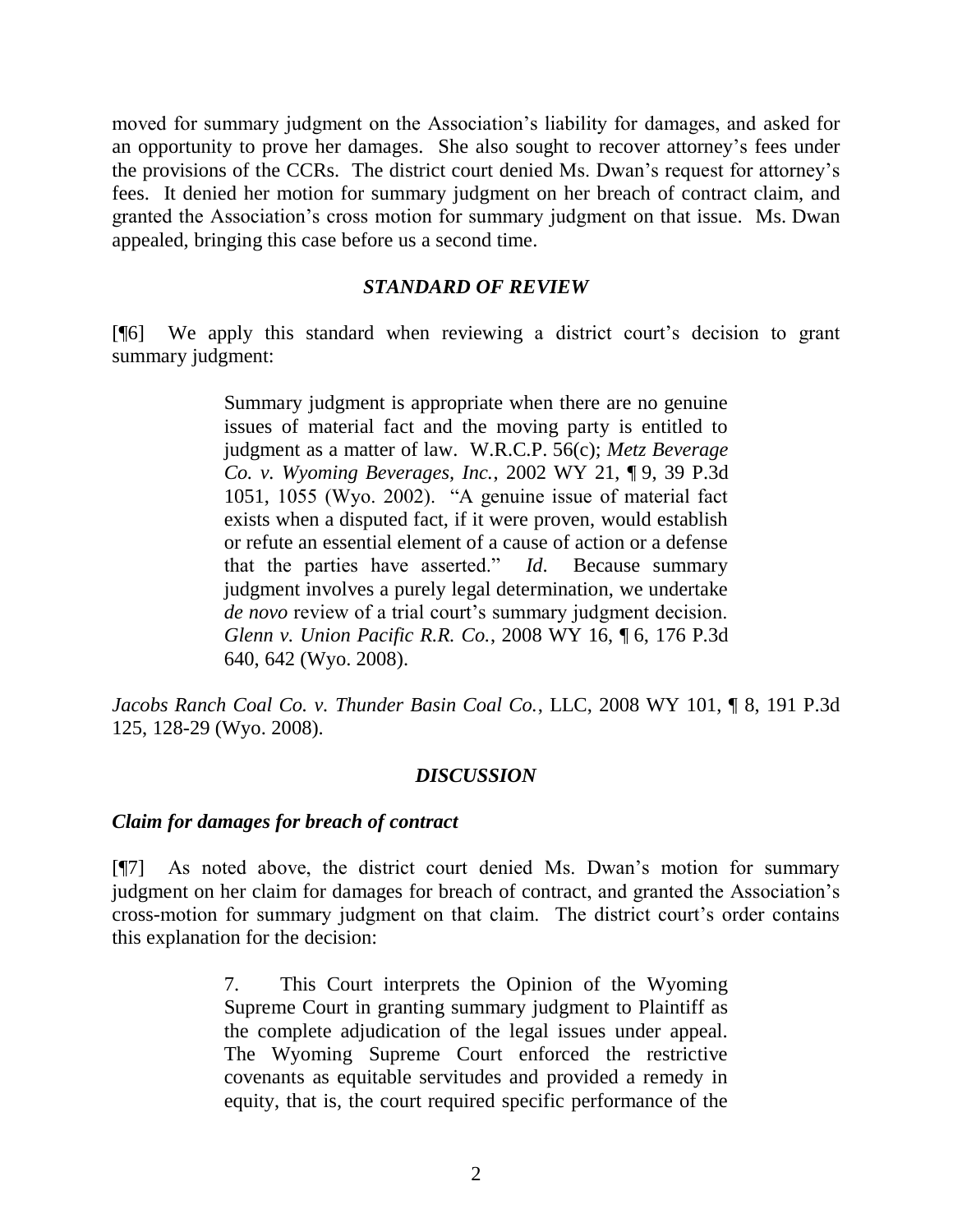moved for summary judgment on the Association's liability for damages, and asked for an opportunity to prove her damages. She also sought to recover attorney's fees under the provisions of the CCRs. The district court denied Ms. Dwan's request for attorney's fees. It denied her motion for summary judgment on her breach of contract claim, and granted the Association's cross motion for summary judgment on that issue. Ms. Dwan appealed, bringing this case before us a second time.

### *STANDARD OF REVIEW*

[¶6] We apply this standard when reviewing a district court's decision to grant summary judgment:

> Summary judgment is appropriate when there are no genuine issues of material fact and the moving party is entitled to judgment as a matter of law. W.R.C.P. 56(c); *Metz Beverage Co. v. Wyoming Beverages, Inc.*, 2002 WY 21, ¶ 9, 39 P.3d 1051, 1055 (Wyo. 2002). "A genuine issue of material fact exists when a disputed fact, if it were proven, would establish or refute an essential element of a cause of action or a defense that the parties have asserted." *Id*. Because summary judgment involves a purely legal determination, we undertake *de novo* review of a trial court's summary judgment decision. *Glenn v. Union Pacific R.R. Co.*, 2008 WY 16, ¶ 6, 176 P.3d 640, 642 (Wyo. 2008).

*Jacobs Ranch Coal Co. v. Thunder Basin Coal Co.*, LLC, 2008 WY 101, ¶ 8, 191 P.3d 125, 128-29 (Wyo. 2008).

### *DISCUSSION*

#### *Claim for damages for breach of contract*

[¶7] As noted above, the district court denied Ms. Dwan's motion for summary judgment on her claim for damages for breach of contract, and granted the Association's cross-motion for summary judgment on that claim. The district court's order contains this explanation for the decision:

> 7. This Court interprets the Opinion of the Wyoming Supreme Court in granting summary judgment to Plaintiff as the complete adjudication of the legal issues under appeal. The Wyoming Supreme Court enforced the restrictive covenants as equitable servitudes and provided a remedy in equity, that is, the court required specific performance of the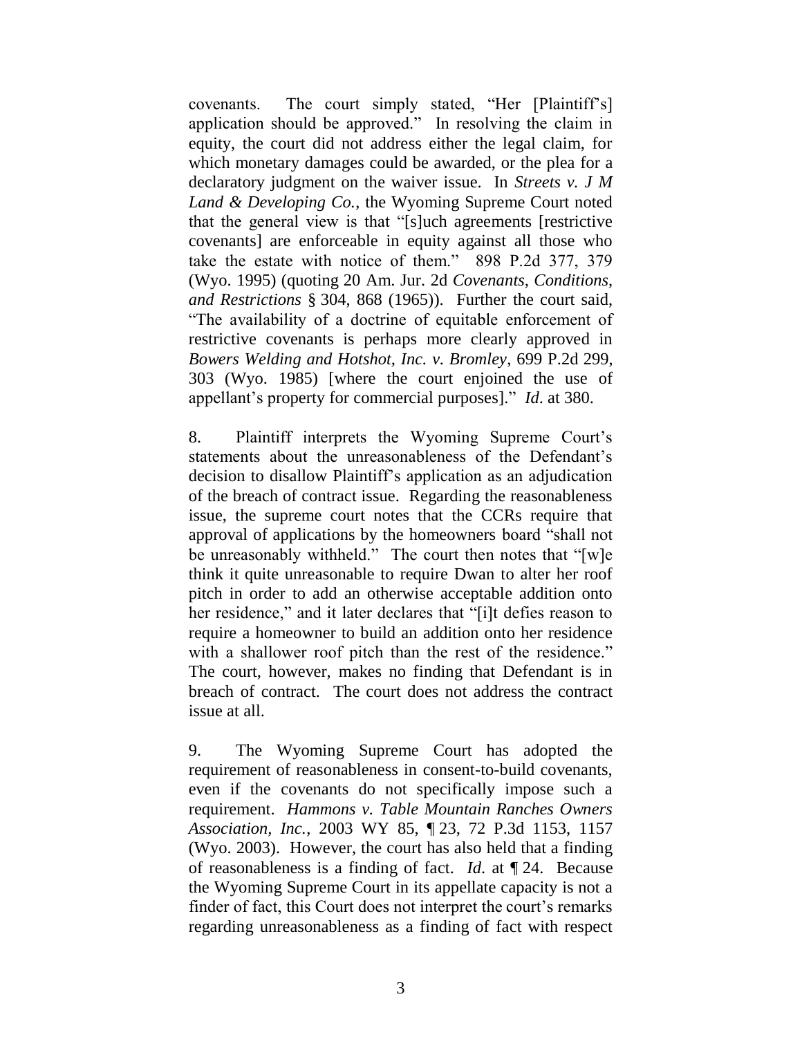covenants. The court simply stated, "Her [Plaintiff's] application should be approved." In resolving the claim in equity, the court did not address either the legal claim, for which monetary damages could be awarded, or the plea for a declaratory judgment on the waiver issue. In *Streets v. J M Land & Developing Co.*, the Wyoming Supreme Court noted that the general view is that "[s]uch agreements [restrictive covenants] are enforceable in equity against all those who take the estate with notice of them." 898 P.2d 377, 379 (Wyo. 1995) (quoting 20 Am. Jur. 2d *Covenants, Conditions, and Restrictions* § 304, 868 (1965)). Further the court said, "The availability of a doctrine of equitable enforcement of restrictive covenants is perhaps more clearly approved in *Bowers Welding and Hotshot, Inc. v. Bromley*, 699 P.2d 299, 303 (Wyo. 1985) [where the court enjoined the use of appellant's property for commercial purposes]." *Id*. at 380.

8. Plaintiff interprets the Wyoming Supreme Court's statements about the unreasonableness of the Defendant's decision to disallow Plaintiff's application as an adjudication of the breach of contract issue. Regarding the reasonableness issue, the supreme court notes that the CCRs require that approval of applications by the homeowners board "shall not be unreasonably withheld." The court then notes that "[w]e think it quite unreasonable to require Dwan to alter her roof pitch in order to add an otherwise acceptable addition onto her residence," and it later declares that "[i]t defies reason to require a homeowner to build an addition onto her residence with a shallower roof pitch than the rest of the residence." The court, however, makes no finding that Defendant is in breach of contract. The court does not address the contract issue at all.

9. The Wyoming Supreme Court has adopted the requirement of reasonableness in consent-to-build covenants, even if the covenants do not specifically impose such a requirement. *Hammons v. Table Mountain Ranches Owners Association, Inc.*, 2003 WY 85, ¶ 23, 72 P.3d 1153, 1157 (Wyo. 2003). However, the court has also held that a finding of reasonableness is a finding of fact. *Id*. at ¶ 24. Because the Wyoming Supreme Court in its appellate capacity is not a finder of fact, this Court does not interpret the court's remarks regarding unreasonableness as a finding of fact with respect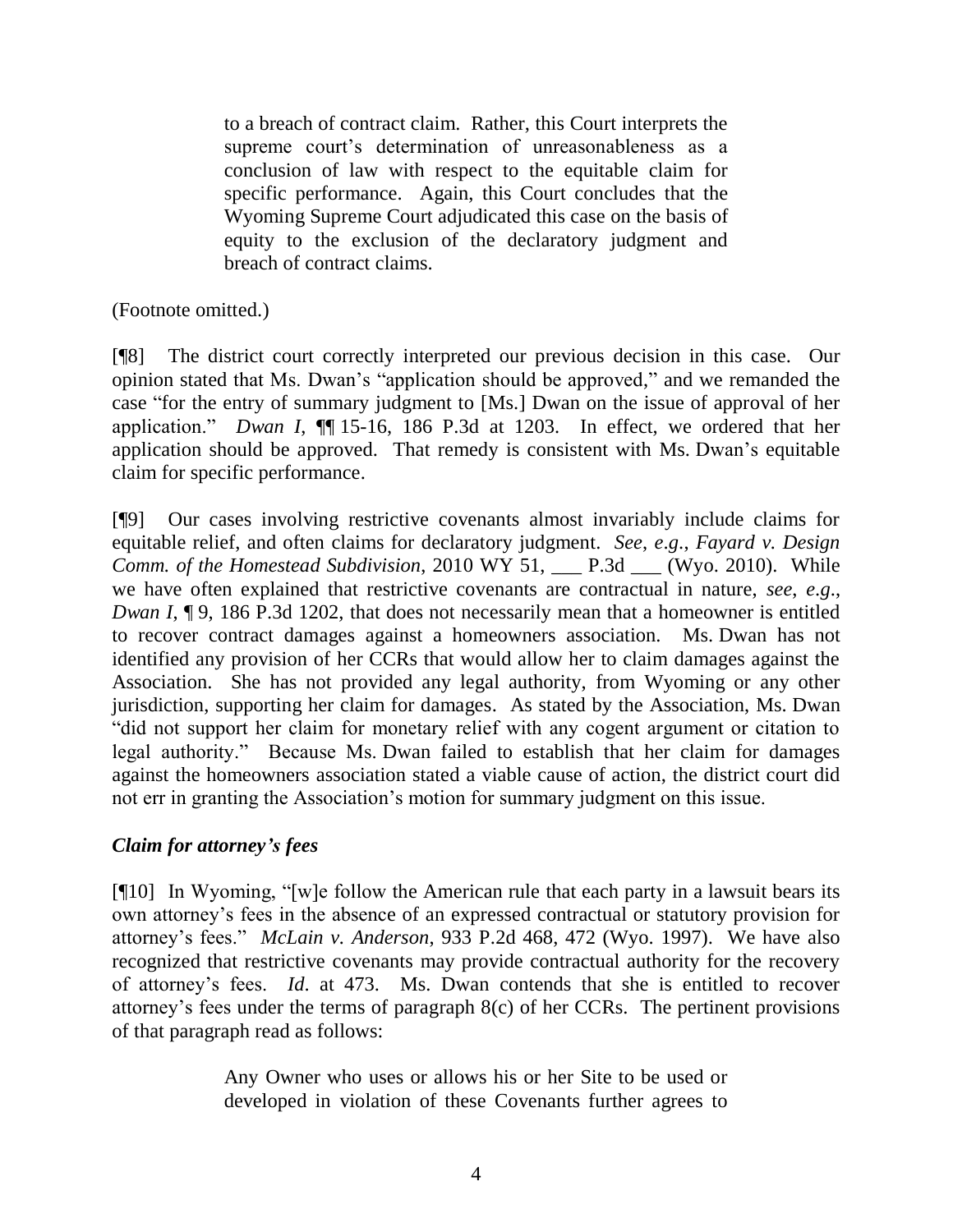> to a breach of contract claim. Rather, this Court interprets the supreme court's determination of unreasonableness as a conclusion of law with respect to the equitable claim for specific performance. Again, this Court concludes that the Wyoming Supreme Court adjudicated this case on the basis of equity to the exclusion of the declaratory judgment and breach of contract claims.

(Footnote omitted.)

[¶8] The district court correctly interpreted our previous decision in this case. Our opinion stated that Ms. Dwan's "application should be approved," and we remanded the case "for the entry of summary judgment to [Ms.] Dwan on the issue of approval of her application." *Dwan I*, ¶¶ 15-16, 186 P.3d at 1203. In effect, we ordered that her application should be approved. That remedy is consistent with Ms. Dwan's equitable claim for specific performance.

[¶9] Our cases involving restrictive covenants almost invariably include claims for equitable relief, and often claims for declaratory judgment. *See, e.g.*, *Fayard v. Design Comm. of the Homestead Subdivision*, 2010 WY 51, ___ P.3d ___ (Wyo. 2010). While we have often explained that restrictive covenants are contractual in nature, *see, e.g.*, *Dwan I*, ¶ 9, 186 P.3d 1202, that does not necessarily mean that a homeowner is entitled to recover contract damages against a homeowners association. Ms. Dwan has not identified any provision of her CCRs that would allow her to claim damages against the Association. She has not provided any legal authority, from Wyoming or any other jurisdiction, supporting her claim for damages. As stated by the Association, Ms. Dwan "did not support her claim for monetary relief with any cogent argument or citation to legal authority." Because Ms. Dwan failed to establish that her claim for damages against the homeowners association stated a viable cause of action, the district court did not err in granting the Association's motion for summary judgment on this issue.

### *Claim for attorney's fees*

[¶10] In Wyoming, "[w]e follow the American rule that each party in a lawsuit bears its own attorney's fees in the absence of an expressed contractual or statutory provision for attorney's fees." *McLain v. Anderson*, 933 P.2d 468, 472 (Wyo. 1997). We have also recognized that restrictive covenants may provide contractual authority for the recovery of attorney's fees. *Id*. at 473. Ms. Dwan contends that she is entitled to recover attorney's fees under the terms of paragraph 8(c) of her CCRs. The pertinent provisions of that paragraph read as follows:

> Any Owner who uses or allows his or her Site to be used or developed in violation of these Covenants further agrees to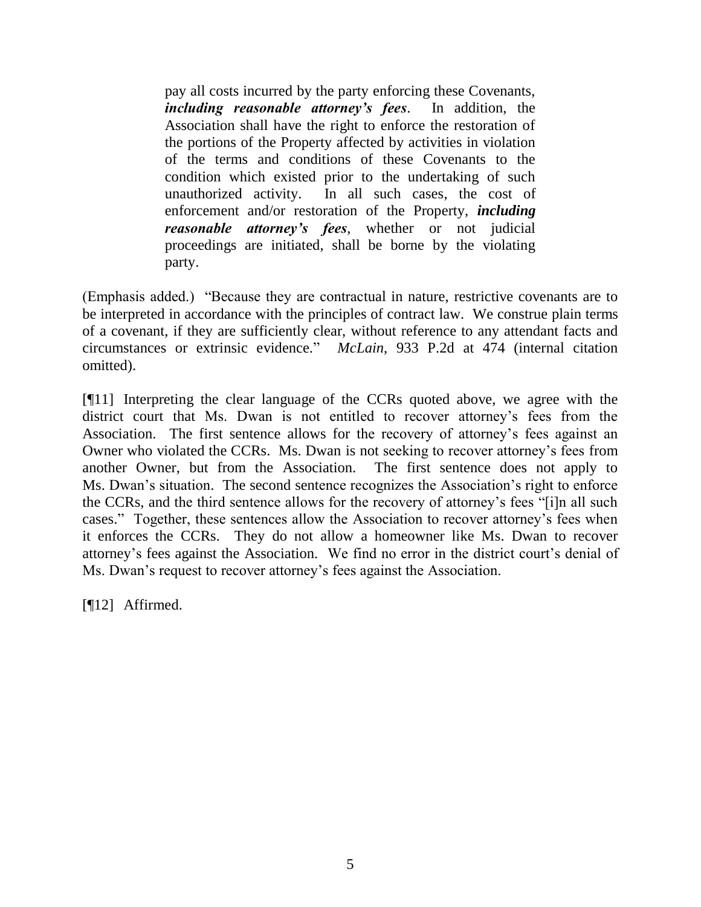> pay all costs incurred by the party enforcing these Covenants, ***including reasonable attorney's fees***. In addition, the Association shall have the right to enforce the restoration of the portions of the Property affected by activities in violation of the terms and conditions of these Covenants to the condition which existed prior to the undertaking of such unauthorized activity. In all such cases, the cost of enforcement and/or restoration of the Property, ***including reasonable attorney's fees***, whether or not judicial proceedings are initiated, shall be borne by the violating party.

(Emphasis added.) "Because they are contractual in nature, restrictive covenants are to be interpreted in accordance with the principles of contract law. We construe plain terms of a covenant, if they are sufficiently clear, without reference to any attendant facts and circumstances or extrinsic evidence." *McLain*, 933 P.2d at 474 (internal citation omitted).

[¶11] Interpreting the clear language of the CCRs quoted above, we agree with the district court that Ms. Dwan is not entitled to recover attorney's fees from the Association. The first sentence allows for the recovery of attorney's fees against an Owner who violated the CCRs. Ms. Dwan is not seeking to recover attorney's fees from another Owner, but from the Association. The first sentence does not apply to Ms. Dwan's situation. The second sentence recognizes the Association's right to enforce the CCRs, and the third sentence allows for the recovery of attorney's fees "[i]n all such cases." Together, these sentences allow the Association to recover attorney's fees when it enforces the CCRs. They do not allow a homeowner like Ms. Dwan to recover attorney's fees against the Association. We find no error in the district court's denial of Ms. Dwan's request to recover attorney's fees against the Association.

[¶12] Affirmed.